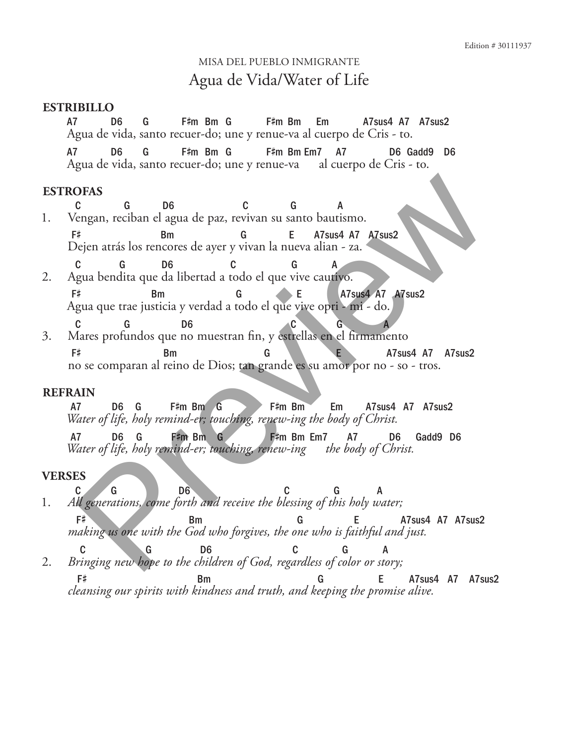Edition # 30111937

MISA DEL PUEBLO INMIGRANTE

# Agua de Vida/Water of Life

**ESTRIBILLO**

```
A7       D6     G        F♯m  Bm  G        F♯m Bm    Em        A7sus4  A7   A7sus2
Agua de vida, santo recuer-do; une y renue-va al cuerpo de Cris - to.

A7       D6     G        F♯m  Bm  G        F♯m Bm Em7    A7          D6  Gadd9   D6
Agua de vida, santo recuer-do; une y renue-va      al cuerpo de Cris - to.
```

**ESTROFAS**

```
     C          G        D6                  C           G           A
1.   Vengan, reciban el agua de paz, revivan su santo bautismo.
     F♯                   Bm                  G          E     A7sus4  A7   A7sus2
     Dejen atrás los rencores de ayer y vivan la nueva alian - za.

     C        G          D6            C             G        A
2.   Agua bendita que da libertad a todo el que vive cautivo.
     F♯                  Bm                 G            E          A7sus4  A7   A7sus2
     Agua que trae justicia y verdad a todo el que vive opri - mi - do.

     C          G              D6                     C          G           A
3.   Mares profundos que no muestran fin, y estrellas en el firmamento
     F♯                    Bm                       G              E              A7sus4  A7   A7sus2
     no se comparan al reino de Dios; tan grande es su amor por no - so - tros.
```

**REFRAIN**

```
A7       D6   G       F♯m  Bm   G         F♯m Bm      Em     A7sus4  A7   A7sus2
Water of life, holy remind-er; touching, renew-ing the body of Christ.

A7       D6   G       F♯m  Bm   G         F♯m Bm Em7     A7        D6    Gadd9  D6
Water of life, holy remind-er; touching, renew-ing      the body of Christ.
```

**VERSES**

```
     C      G               D6                      C           G          A
1.   All generations, come forth and receive the blessing of this holy water;
     F♯                       Bm                         G             E          A7sus4  A7   A7sus2
     making us one with the God who forgives, the one who is faithful and just.

     C             G              D6                 C             G          A
2.   Bringing new hope to the children of God, regardless of color or story;
     F♯                          Bm                            G                E         A7sus4   A7   A7sus2
     cleansing our spirits with kindness and truth, and keeping the promise alive.
```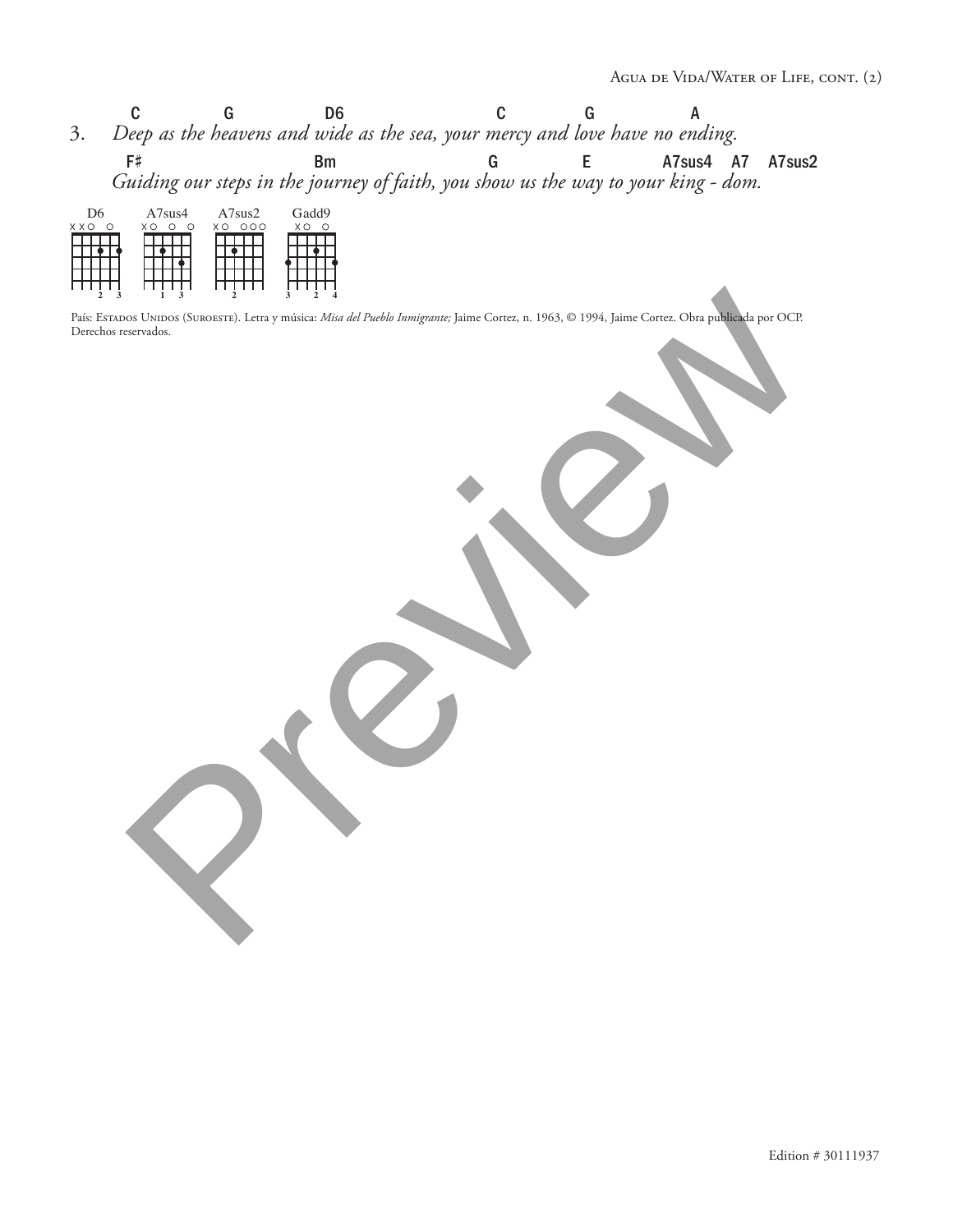```
    C         G          D6                      C        G          A
3.  Deep as the heavens and wide as the sea, your mercy and love have no ending.
    F#                    Bm                    G        E        A7sus4  A7  A7sus2
    Guiding our steps in the journey of faith, you show us the way to your king - dom.
```

D6 A7sus4 A7sus2 Gadd9

País: Estados Unidos (Suroeste). Letra y música: *Misa del Pueblo Inmigrante;* Jaime Cortez, n. 1963, © 1994, Jaime Cortez. Obra publicada por OCP. Derechos reservados.

Edition # 30111937